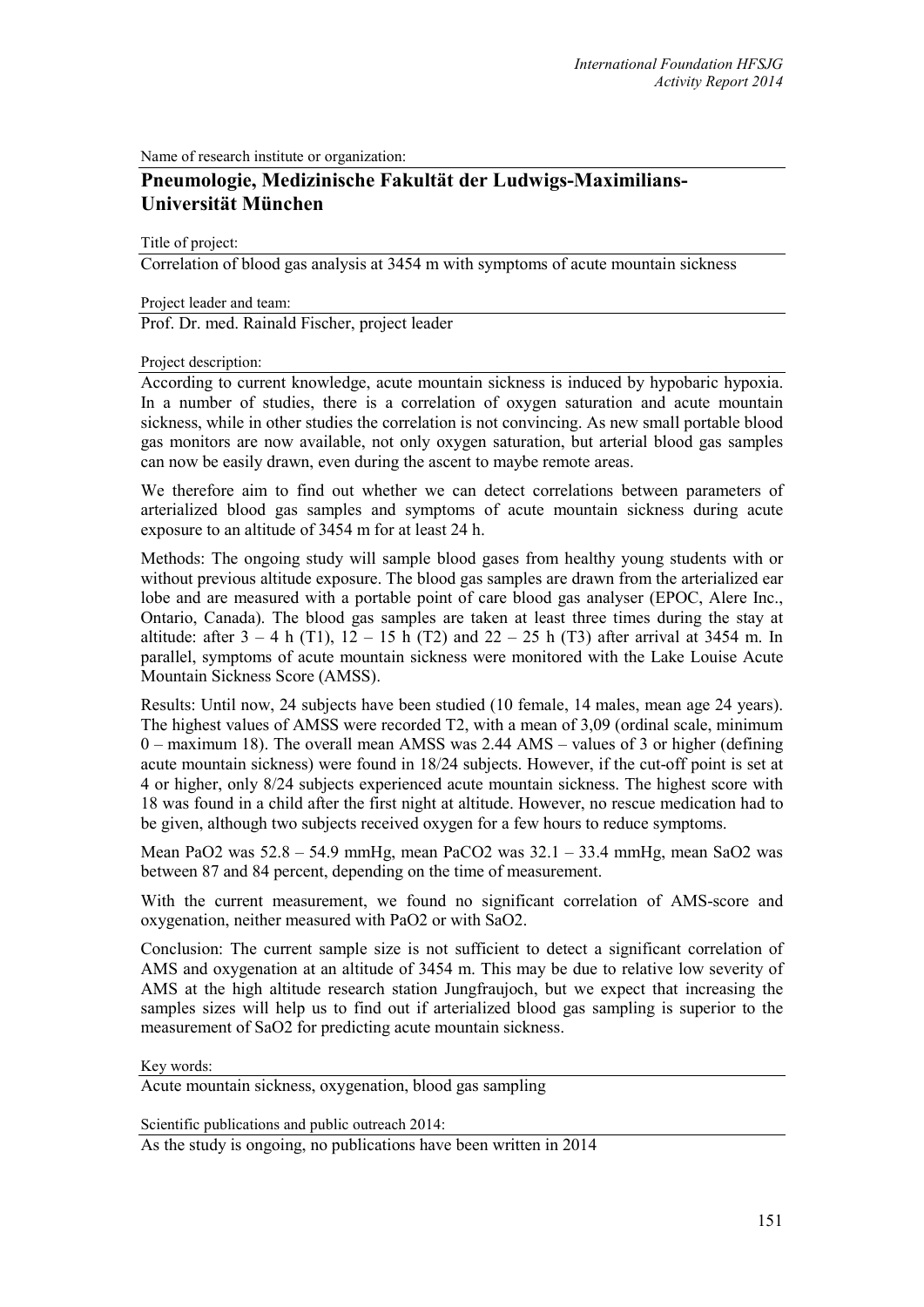Name of research institute or organization:

## Pneumologie, Medizinische Fakultät der Ludwigs-Maximilians-Universität München

Title of project:

Correlation of blood gas analysis at 3454 m with symptoms of acute mountain sickness

Project leader and team:

Prof. Dr. med. Rainald Fischer, project leader

Project description:

According to current knowledge, acute mountain sickness is induced by hypobaric hypoxia. In a number of studies, there is a correlation of oxygen saturation and acute mountain sickness, while in other studies the correlation is not convincing. As new small portable blood gas monitors are now available, not only oxygen saturation, but arterial blood gas samples can now be easily drawn, even during the ascent to maybe remote areas.

We therefore aim to find out whether we can detect correlations between parameters of arterialized blood gas samples and symptoms of acute mountain sickness during acute exposure to an altitude of 3454 m for at least 24 h.

Methods: The ongoing study will sample blood gases from healthy young students with or without previous altitude exposure. The blood gas samples are drawn from the arterialized ear lobe and are measured with a portable point of care blood gas analyser (EPOC, Alere Inc., Ontario, Canada). The blood gas samples are taken at least three times during the stay at altitude: after 3 – 4 h (T1), 12 – 15 h (T2) and 22 – 25 h (T3) after arrival at 3454 m. In parallel, symptoms of acute mountain sickness were monitored with the Lake Louise Acute Mountain Sickness Score (AMSS).

Results: Until now, 24 subjects have been studied (10 female, 14 males, mean age 24 years). The highest values of AMSS were recorded T2, with a mean of 3,09 (ordinal scale, minimum 0 – maximum 18). The overall mean AMSS was 2.44 AMS – values of 3 or higher (defining acute mountain sickness) were found in 18/24 subjects. However, if the cut-off point is set at 4 or higher, only 8/24 subjects experienced acute mountain sickness. The highest score with 18 was found in a child after the first night at altitude. However, no rescue medication had to be given, although two subjects received oxygen for a few hours to reduce symptoms.

Mean $PaO_2$ was 52.8 – 54.9 mmHg, mean $PaCO_2$ was 32.1 – 33.4 mmHg, mean $SaO_2$ was between 87 and 84 percent, depending on the time of measurement.

With the current measurement, we found no significant correlation of AMS-score and oxygenation, neither measured with $PaO_2$ or with $SaO_2$.

Conclusion: The current sample size is not sufficient to detect a significant correlation of AMS and oxygenation at an altitude of 3454 m. This may be due to relative low severity of AMS at the high altitude research station Jungfraujoch, but we expect that increasing the samples sizes will help us to find out if arterialized blood gas sampling is superior to the measurement of $SaO_2$ for predicting acute mountain sickness.

Key words:

Acute mountain sickness, oxygenation, blood gas sampling

Scientific publications and public outreach 2014:

As the study is ongoing, no publications have been written in 2014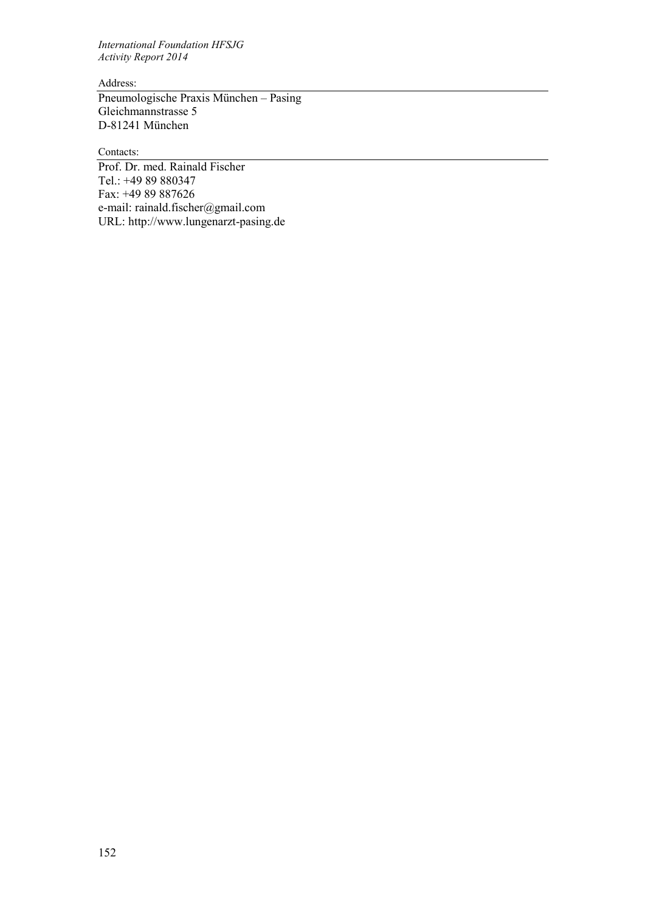Address:

Pneumologische Praxis München – Pasing
Gleichmannstrasse 5
D-81241 München

Contacts:

Prof. Dr. med. Rainald Fischer
Tel.: +49 89 880347
Fax: +49 89 887626
e-mail: rainald.fischer@gmail.com
URL: http://www.lungenarzt-pasing.de